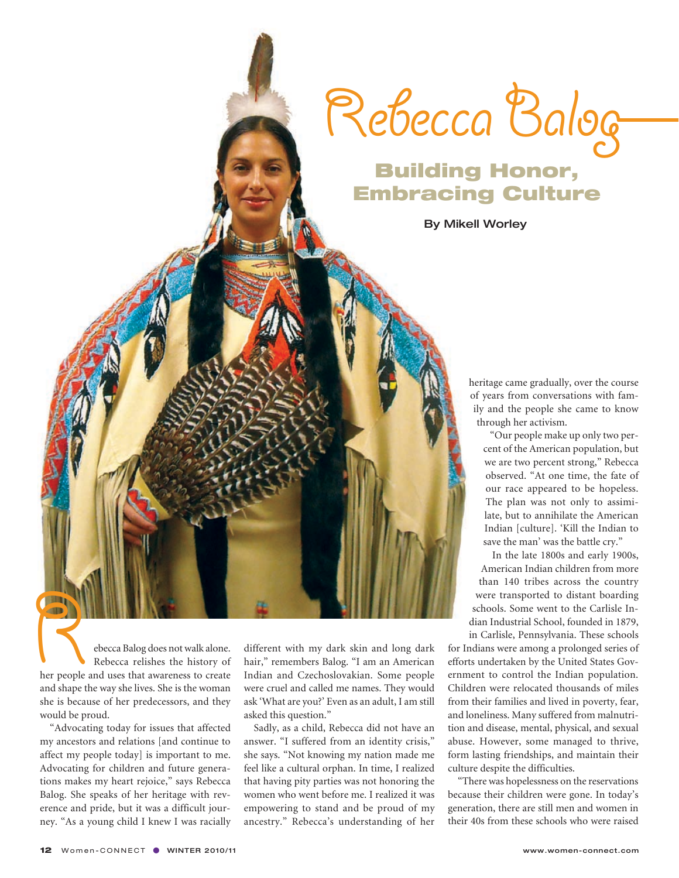# Rebecca Balog—

## Building Honor, Embracing Culture

By Mikell Worley

Rebecca Balog does not walk alone. Rebecca relishes the history of her people and uses that awareness to create and shape the way she lives. She is the woman she is because of her predecessors, and they would be proud.

"Advocating today for issues that affected my ancestors and relations [and continue to affect my people today] is important to me. Advocating for children and future generations makes my heart rejoice," says Rebecca Balog. She speaks of her heritage with reverence and pride, but it was a difficult journey. "As a young child I knew I was racially different with my dark skin and long dark hair," remembers Balog. "I am an American Indian and Czechoslovakian. Some people were cruel and called me names. They would ask 'What are you?' Even as an adult, I am still asked this question."

Sadly, as a child, Rebecca did not have an answer. "I suffered from an identity crisis," she says. "Not knowing my nation made me feel like a cultural orphan. In time, I realized that having pity parties was not honoring the women who went before me. I realized it was empowering to stand and be proud of my ancestry." Rebecca's understanding of her heritage came gradually, over the course of years from conversations with family and the people she came to know through her activism.

"Our people make up only two percent of the American population, but we are two percent strong," Rebecca observed. "At one time, the fate of our race appeared to be hopeless. The plan was not only to assimilate, but to annihilate the American Indian [culture]. 'Kill the Indian to save the man' was the battle cry."

In the late 1800s and early 1900s, American Indian children from more than 140 tribes across the country were transported to distant boarding schools. Some went to the Carlisle Indian Industrial School, founded in 1879, in Carlisle, Pennsylvania. These schools for Indians were among a prolonged series of efforts undertaken by the United States Government to control the Indian population. Children were relocated thousands of miles from their families and lived in poverty, fear, and loneliness. Many suffered from malnutrition and disease, mental, physical, and sexual abuse. However, some managed to thrive, form lasting friendships, and maintain their culture despite the difficulties.

"There was hopelessness on the reservations because their children were gone. In today's generation, there are still men and women in their 40s from these schools who were raised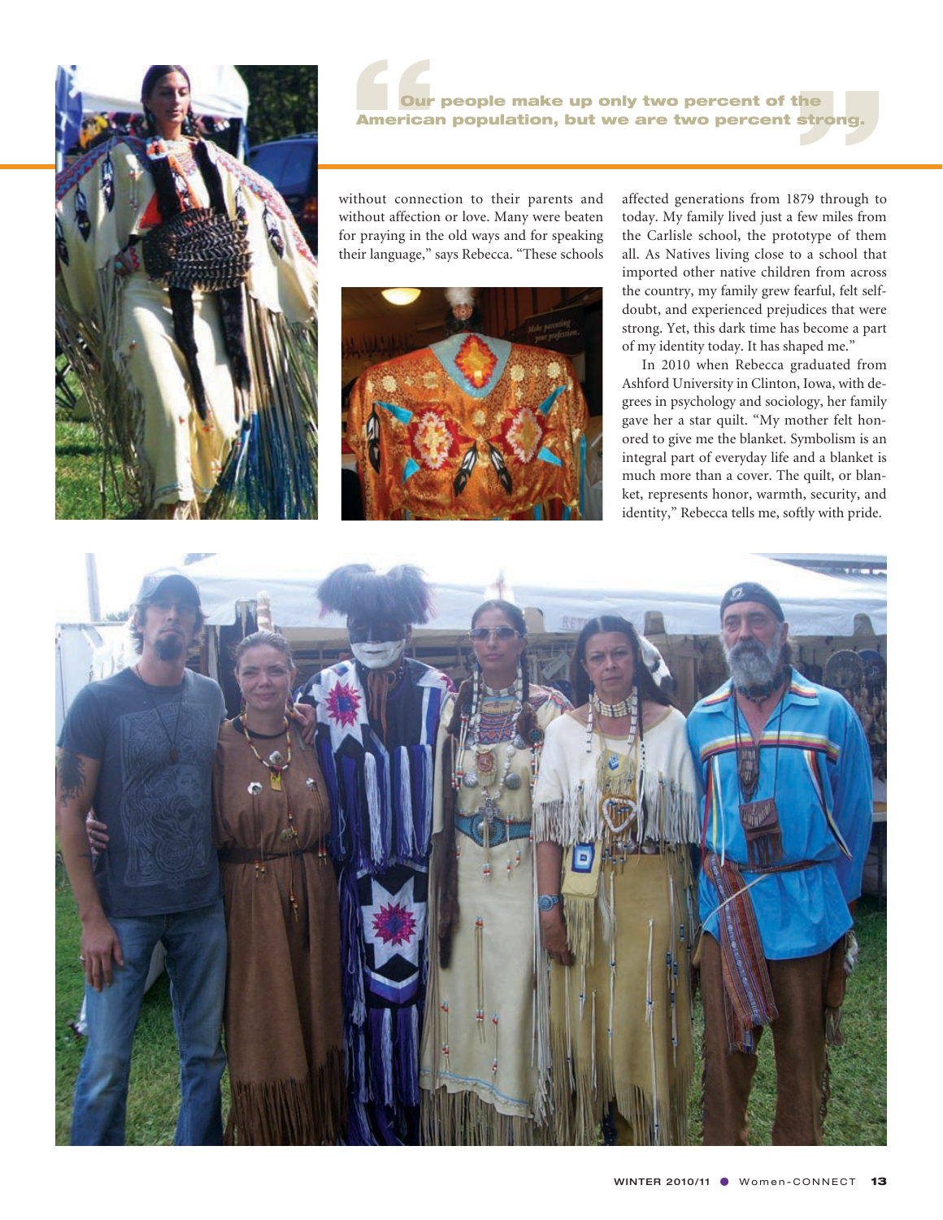> Our people make up only two percent of the American population, but we are two percent strong.

without connection to their parents and without affection or love. Many were beaten for praying in the old ways and for speaking their language," says Rebecca. "These schools affected generations from 1879 through to today. My family lived just a few miles from the Carlisle school, the prototype of them all. As Natives living close to a school that imported other native children from across the country, my family grew fearful, felt self-doubt, and experienced prejudices that were strong. Yet, this dark time has become a part of my identity today. It has shaped me."

In 2010 when Rebecca graduated from Ashford University in Clinton, Iowa, with degrees in psychology and sociology, her family gave her a star quilt. "My mother felt honored to give me the blanket. Symbolism is an integral part of everyday life and a blanket is much more than a cover. The quilt, or blanket, represents honor, warmth, security, and identity," Rebecca tells me, softly with pride.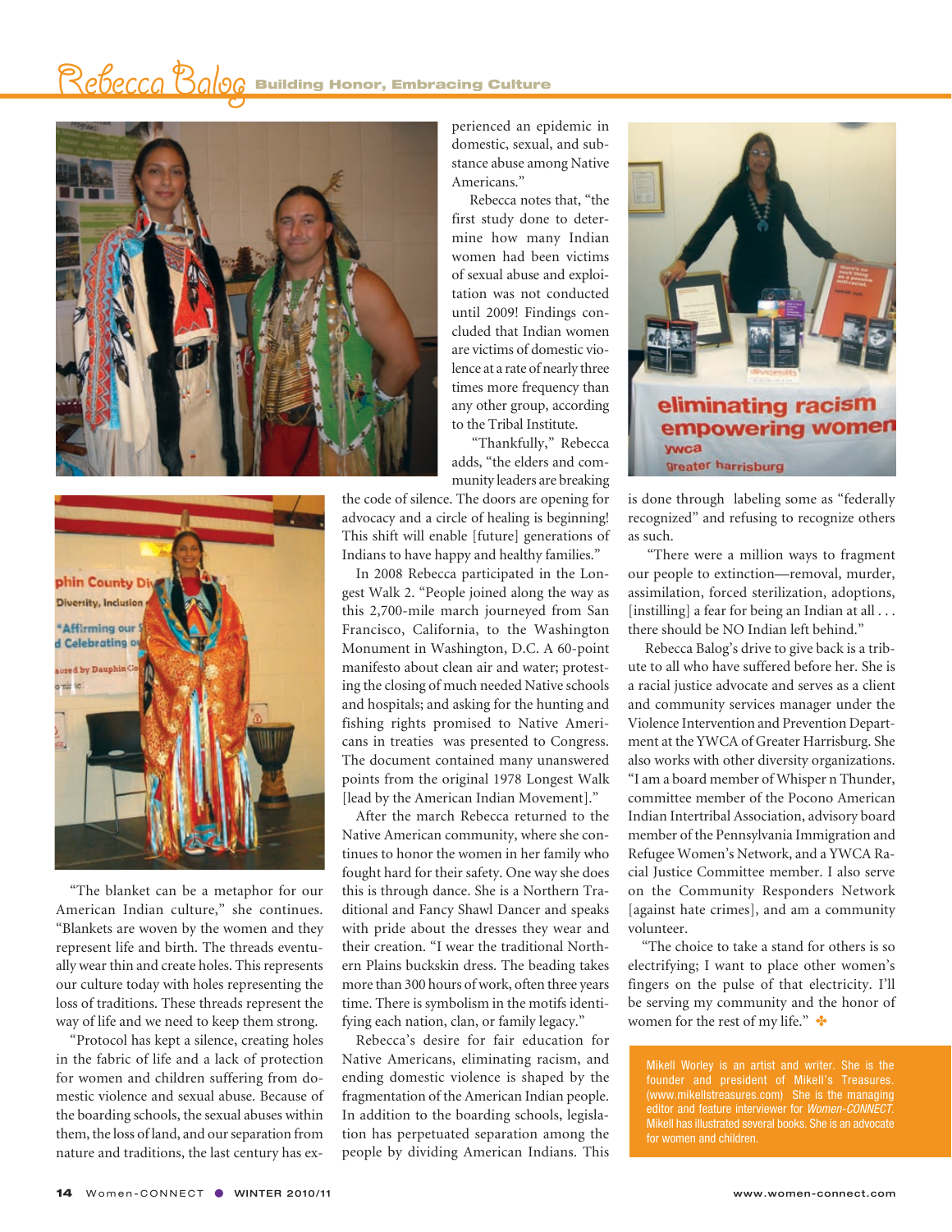# Rebecca Balog

## Building Honor, Embracing Culture

"The blanket can be a metaphor for our American Indian culture," she continues. "Blankets are woven by the women and they represent life and birth. The threads eventually wear thin and create holes. This represents our culture today with holes representing the loss of traditions. These threads represent the way of life and we need to keep them strong.

"Protocol has kept a silence, creating holes in the fabric of life and a lack of protection for women and children suffering from domestic violence and sexual abuse. Because of the boarding schools, the sexual abuses within them, the loss of land, and our separation from nature and traditions, the last century has experienced an epidemic in domestic, sexual, and substance abuse among Native Americans."

Rebecca notes that, "the first study done to determine how many Indian women had been victims of sexual abuse and exploitation was not conducted until 2009! Findings concluded that Indian women are victims of domestic violence at a rate of nearly three times more frequency than any other group, according to the Tribal Institute.

"Thankfully," Rebecca adds, "the elders and community leaders are breaking the code of silence. The doors are opening for advocacy and a circle of healing is beginning! This shift will enable [future] generations of Indians to have happy and healthy families."

In 2008 Rebecca participated in the Longest Walk 2. "People joined along the way as this 2,700-mile march journeyed from San Francisco, California, to the Washington Monument in Washington, D.C. A 60-point manifesto about clean air and water; protesting the closing of much needed Native schools and hospitals; and asking for the hunting and fishing rights promised to Native Americans in treaties was presented to Congress. The document contained many unanswered points from the original 1978 Longest Walk [lead by the American Indian Movement]."

After the march Rebecca returned to the Native American community, where she continues to honor the women in her family who fought hard for their safety. One way she does this is through dance. She is a Northern Traditional and Fancy Shawl Dancer and speaks with pride about the dresses they wear and their creation. "I wear the traditional Northern Plains buckskin dress. The beading takes more than 300 hours of work, often three years time. There is symbolism in the motifs identifying each nation, clan, or family legacy."

Rebecca's desire for fair education for Native Americans, eliminating racism, and ending domestic violence is shaped by the fragmentation of the American Indian people. In addition to the boarding schools, legislation has perpetuated separation among the people by dividing American Indians. This is done through labeling some as "federally recognized" and refusing to recognize others as such.

"There were a million ways to fragment our people to extinction—removal, murder, assimilation, forced sterilization, adoptions, [instilling] a fear for being an Indian at all . . . there should be NO Indian left behind."

Rebecca Balog's drive to give back is a tribute to all who have suffered before her. She is a racial justice advocate and serves as a client and community services manager under the Violence Intervention and Prevention Department at the YWCA of Greater Harrisburg. She also works with other diversity organizations. "I am a board member of Whisper n Thunder, committee member of the Pocono American Indian Intertribal Association, advisory board member of the Pennsylvania Immigration and Refugee Women's Network, and a YWCA Racial Justice Committee member. I also serve on the Community Responders Network [against hate crimes], and am a community volunteer.

"The choice to take a stand for others is so electrifying; I want to place other women's fingers on the pulse of that electricity. I'll be serving my community and the honor of women for the rest of my life." ✤

Mikell Worley is an artist and writer. She is the founder and president of Mikell's Treasures. (www.mikellstreasures.com) She is the managing editor and feature interviewer for *Women-CONNECT*. Mikell has illustrated several books. She is an advocate for women and children.